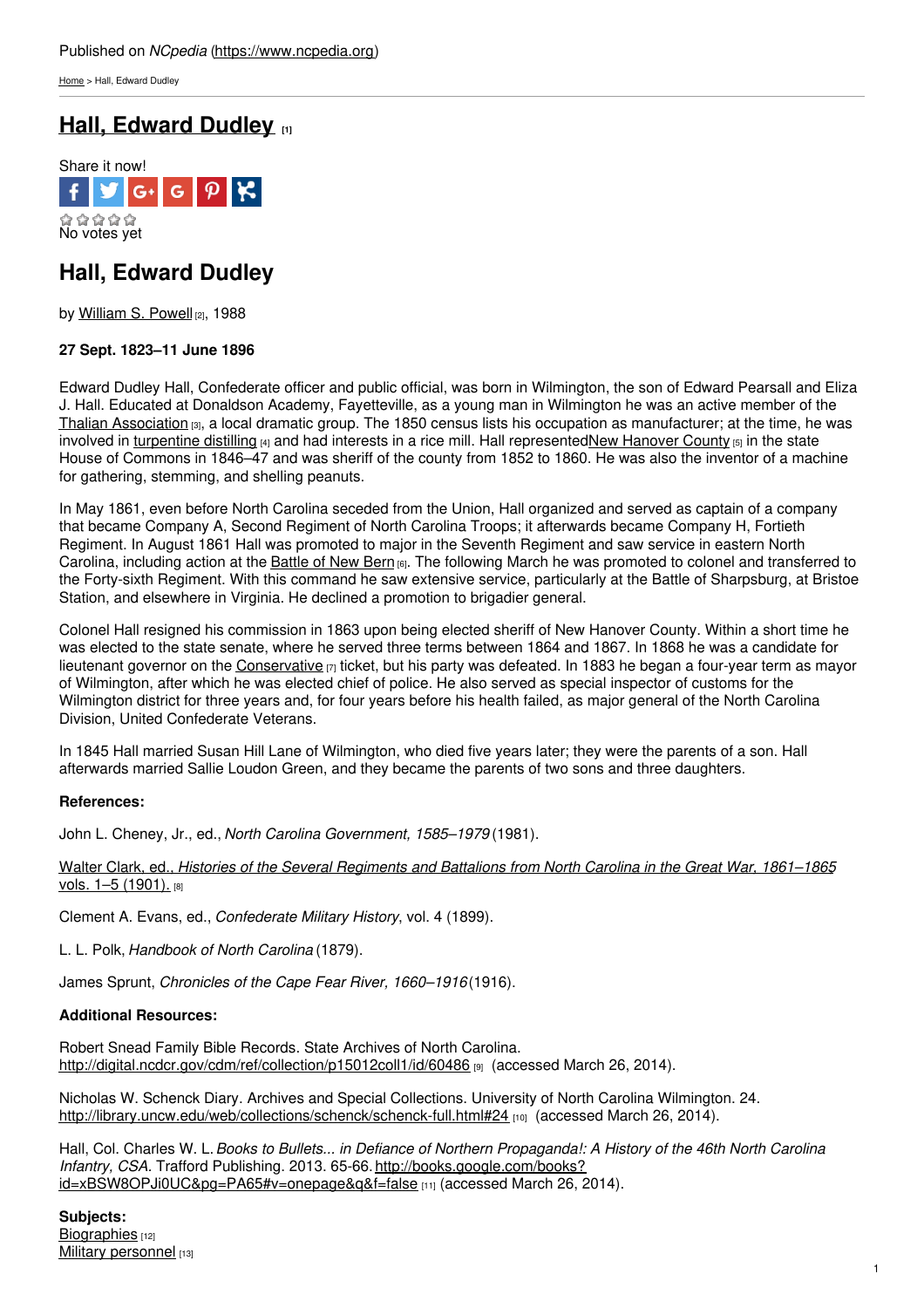Published on *NCpedia* (https://www.ncpedia.org)

Home > Hall, Edward Dudley

# Hall, Edward Dudley [1]

Share it now!

No votes yet

## Hall, Edward Dudley

by William S. Powell [2], 1988

**27 Sept. 1823–11 June 1896**

Edward Dudley Hall, Confederate officer and public official, was born in Wilmington, the son of Edward Pearsall and Eliza J. Hall. Educated at Donaldson Academy, Fayetteville, as a young man in Wilmington he was an active member of the Thalian Association [3], a local dramatic group. The 1850 census lists his occupation as manufacturer; at the time, he was involved in turpentine distilling [4] and had interests in a rice mill. Hall representedNew Hanover County [5] in the state House of Commons in 1846–47 and was sheriff of the county from 1852 to 1860. He was also the inventor of a machine for gathering, stemming, and shelling peanuts.

In May 1861, even before North Carolina seceded from the Union, Hall organized and served as captain of a company that became Company A, Second Regiment of North Carolina Troops; it afterwards became Company H, Fortieth Regiment. In August 1861 Hall was promoted to major in the Seventh Regiment and saw service in eastern North Carolina, including action at the Battle of New Bern [6]. The following March he was promoted to colonel and transferred to the Forty-sixth Regiment. With this command he saw extensive service, particularly at the Battle of Sharpsburg, at Bristoe Station, and elsewhere in Virginia. He declined a promotion to brigadier general.

Colonel Hall resigned his commission in 1863 upon being elected sheriff of New Hanover County. Within a short time he was elected to the state senate, where he served three terms between 1864 and 1867. In 1868 he was a candidate for lieutenant governor on the Conservative [7] ticket, but his party was defeated. In 1883 he began a four-year term as mayor of Wilmington, after which he was elected chief of police. He also served as special inspector of customs for the Wilmington district for three years and, for four years before his health failed, as major general of the North Carolina Division, United Confederate Veterans.

In 1845 Hall married Susan Hill Lane of Wilmington, who died five years later; they were the parents of a son. Hall afterwards married Sallie Loudon Green, and they became the parents of two sons and three daughters.

**References:**

John L. Cheney, Jr., ed., *North Carolina Government, 1585–1979* (1981).

Walter Clark, ed., *Histories of the Several Regiments and Battalions from North Carolina in the Great War, 1861–1865* vols. 1–5 (1901). [8]

Clement A. Evans, ed., *Confederate Military History*, vol. 4 (1899).

L. L. Polk, *Handbook of North Carolina* (1879).

James Sprunt, *Chronicles of the Cape Fear River, 1660–1916* (1916).

**Additional Resources:**

Robert Snead Family Bible Records. State Archives of North Carolina. http://digital.ncdcr.gov/cdm/ref/collection/p15012coll1/id/60486 [9] (accessed March 26, 2014).

Nicholas W. Schenck Diary. Archives and Special Collections. University of North Carolina Wilmington. 24. http://library.uncw.edu/web/collections/schenck/schenck-full.html#24 [10] (accessed March 26, 2014).

Hall, Col. Charles W. L. *Books to Bullets... in Defiance of Northern Propaganda!: A History of the 46th North Carolina Infantry, CSA.* Trafford Publishing. 2013. 65-66. http://books.google.com/books?id=xBSW8OPJi0UC&pg=PA65#v=onepage&q&f=false [11] (accessed March 26, 2014).

**Subjects:**

Biographies [12]
Military personnel [13]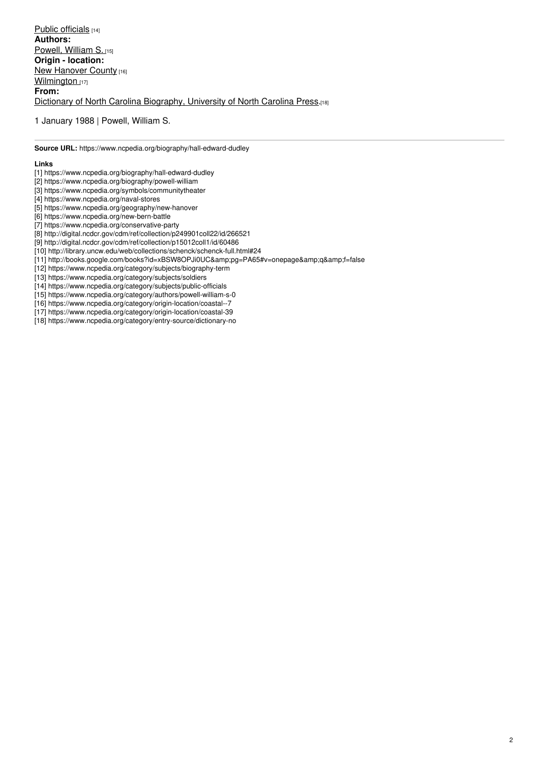[Public officials](https://www.ncpedia.org/category/subjects/public-officials) [14]
**Authors:**
[Powell, William S.](https://www.ncpedia.org/category/authors/powell-william-s-0) [15]
**Origin - location:**
[New Hanover County](https://www.ncpedia.org/category/origin-location/coastal--7) [16]
[Wilmington](https://www.ncpedia.org/category/origin-location/coastal-39) [17]
**From:**
[Dictionary of North Carolina Biography, University of North Carolina Press.](https://www.ncpedia.org/category/entry-source/dictionary-no) [18]

1 January 1988 | Powell, William S.

---

**Source URL:** https://www.ncpedia.org/biography/hall-edward-dudley

**Links**
[1] https://www.ncpedia.org/biography/hall-edward-dudley
[2] https://www.ncpedia.org/biography/powell-william
[3] https://www.ncpedia.org/symbols/communitytheater
[4] https://www.ncpedia.org/naval-stores
[5] https://www.ncpedia.org/geography/new-hanover
[6] https://www.ncpedia.org/new-bern-battle
[7] https://www.ncpedia.org/conservative-party
[8] http://digital.ncdcr.gov/cdm/ref/collection/p249901coll22/id/266521
[9] http://digital.ncdcr.gov/cdm/ref/collection/p15012coll1/id/60486
[10] http://library.uncw.edu/web/collections/schenck/schenck-full.html#24
[11] http://books.google.com/books?id=xBSW8OPJi0UC&amp;pg=PA65#v=onepage&amp;q&amp;f=false
[12] https://www.ncpedia.org/category/subjects/biography-term
[13] https://www.ncpedia.org/category/subjects/soldiers
[14] https://www.ncpedia.org/category/subjects/public-officials
[15] https://www.ncpedia.org/category/authors/powell-william-s-0
[16] https://www.ncpedia.org/category/origin-location/coastal--7
[17] https://www.ncpedia.org/category/origin-location/coastal-39
[18] https://www.ncpedia.org/category/entry-source/dictionary-no